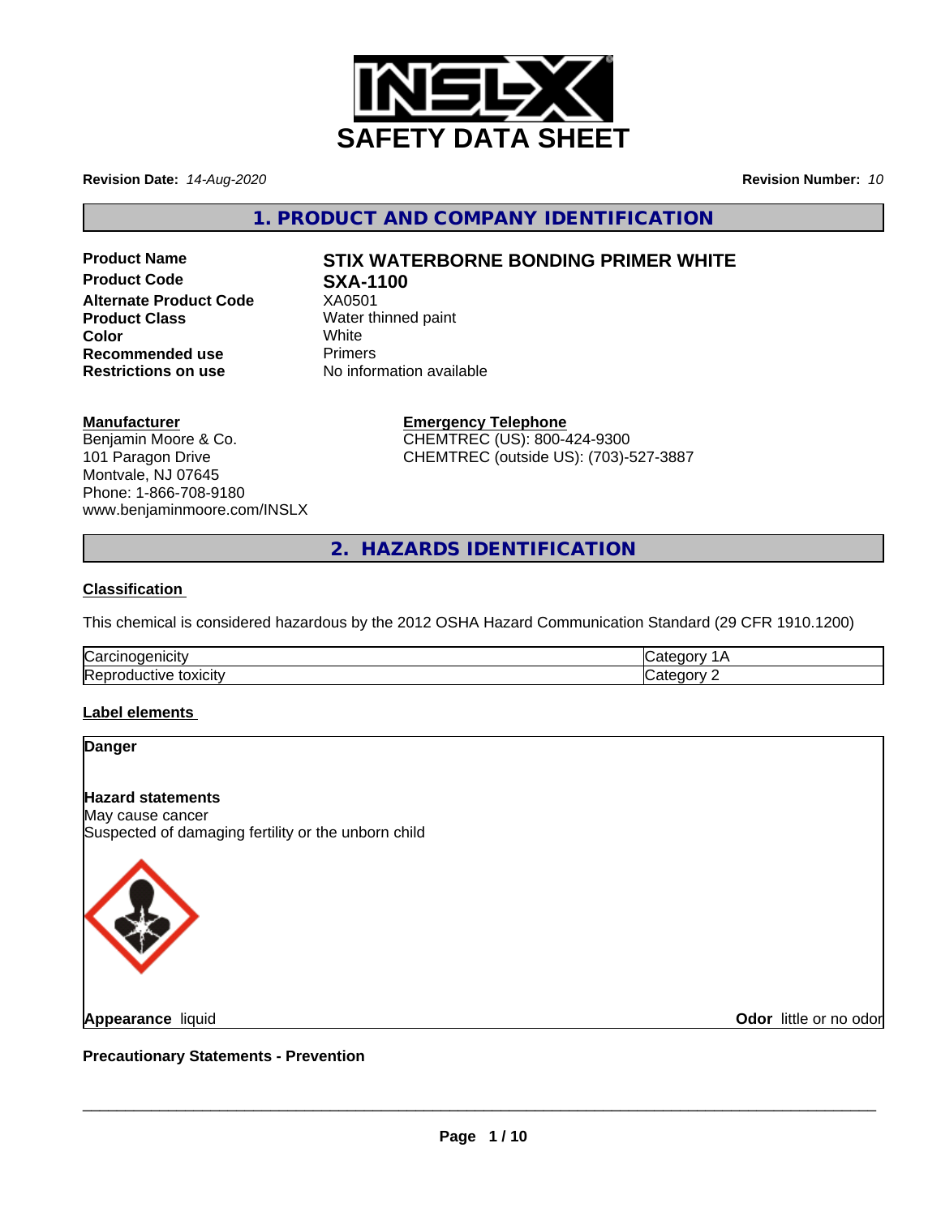# SAFETY DATA SHEET

**Revision Date:** *14-Aug-2020*

**Revision Number:** *10*

## 1. PRODUCT AND COMPANY IDENTIFICATION

| | |
|---|---|
| **Product Name** | **STIX WATERBORNE BONDING PRIMER WHITE** |
| **Product Code** | **SXA-1100** |
| **Alternate Product Code** | XA0501 |
| **Product Class** | Water thinned paint |
| **Color** | White |
| **Recommended use** | Primers |
| **Restrictions on use** | No information available |

**Manufacturer**
Benjamin Moore & Co.
101 Paragon Drive
Montvale, NJ 07645
Phone: 1-866-708-9180
www.benjaminmoore.com/INSLX

**Emergency Telephone**
CHEMTREC (US): 800-424-9300
CHEMTREC (outside US): (703)-527-3887

## 2. HAZARDS IDENTIFICATION

**Classification**

This chemical is considered hazardous by the 2012 OSHA Hazard Communication Standard (29 CFR 1910.1200)

| | |
|---|---|
| Carcinogenicity | Category 1A |
| Reproductive toxicity | Category 2 |

**Label elements**

**Danger**

**Hazard statements**
May cause cancer
Suspected of damaging fertility or the unborn child

**Appearance** liquid

**Odor** little or no odor

**Precautionary Statements - Prevention**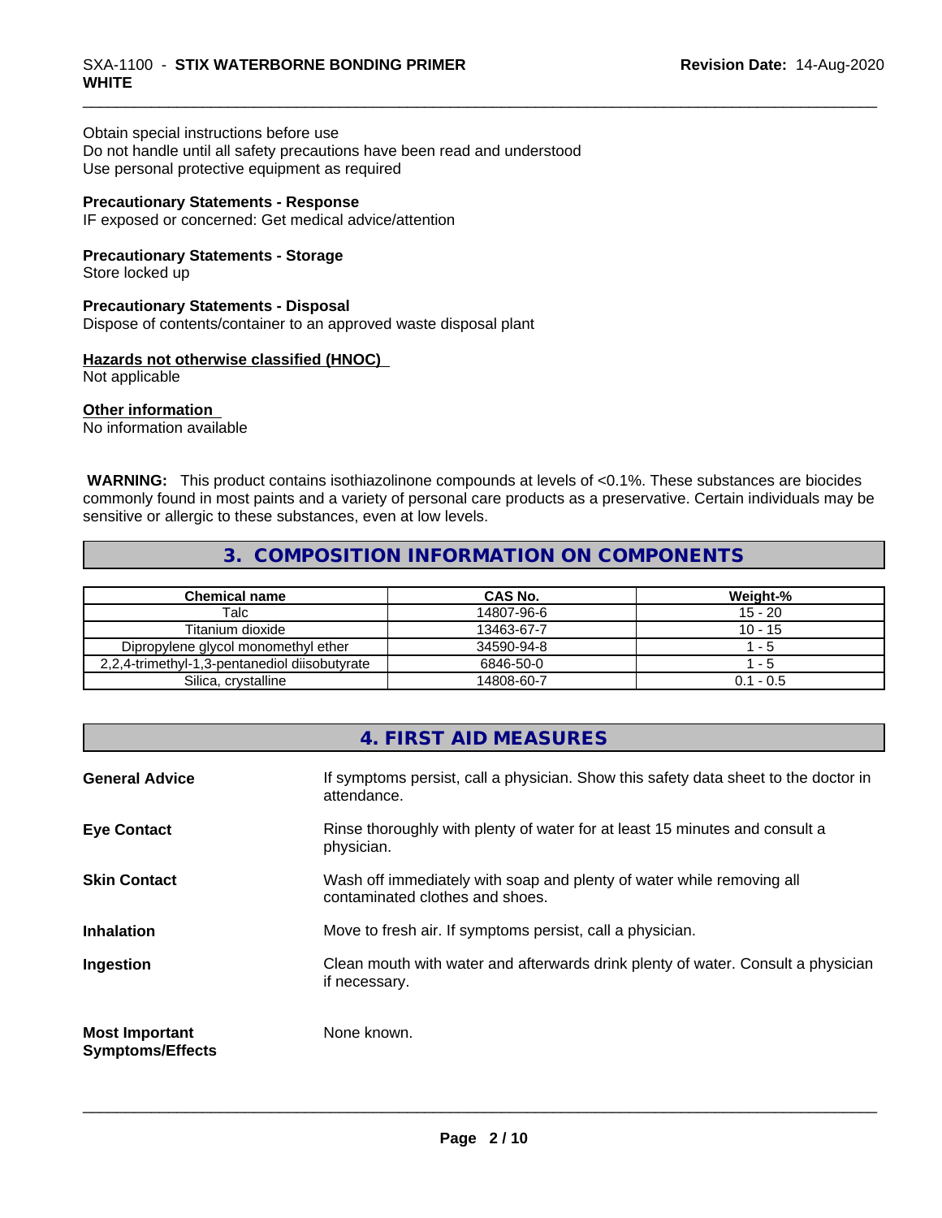Obtain special instructions before use
Do not handle until all safety precautions have been read and understood
Use personal protective equipment as required

**Precautionary Statements - Response**
IF exposed or concerned: Get medical advice/attention

**Precautionary Statements - Storage**
Store locked up

**Precautionary Statements - Disposal**
Dispose of contents/container to an approved waste disposal plant

**Hazards not otherwise classified (HNOC)**
Not applicable

**Other information**
No information available

**WARNING:** This product contains isothiazolinone compounds at levels of <0.1%. These substances are biocides commonly found in most paints and a variety of personal care products as a preservative. Certain individuals may be sensitive or allergic to these substances, even at low levels.

## 3. COMPOSITION INFORMATION ON COMPONENTS

| Chemical name | CAS No. | Weight-% |
|---|---|---|
| Talc | 14807-96-6 | 15 - 20 |
| Titanium dioxide | 13463-67-7 | 10 - 15 |
| Dipropylene glycol monomethyl ether | 34590-94-8 | 1 - 5 |
| 2,2,4-trimethyl-1,3-pentanediol diisobutyrate | 6846-50-0 | 1 - 5 |
| Silica, crystalline | 14808-60-7 | 0.1 - 0.5 |

## 4. FIRST AID MEASURES

**General Advice**
If symptoms persist, call a physician. Show this safety data sheet to the doctor in attendance.

**Eye Contact**
Rinse thoroughly with plenty of water for at least 15 minutes and consult a physician.

**Skin Contact**
Wash off immediately with soap and plenty of water while removing all contaminated clothes and shoes.

**Inhalation**
Move to fresh air. If symptoms persist, call a physician.

**Ingestion**
Clean mouth with water and afterwards drink plenty of water. Consult a physician if necessary.

**Most Important Symptoms/Effects**
None known.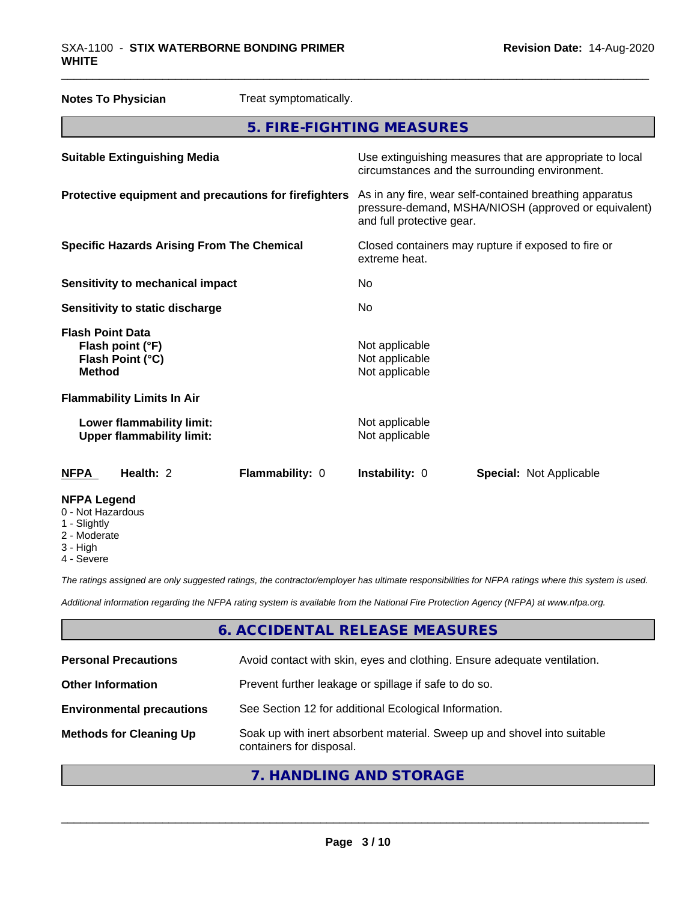**Notes To Physician** Treat symptomatically.

## 5. FIRE-FIGHTING MEASURES

| | |
|---|---|
| **Suitable Extinguishing Media** | Use extinguishing measures that are appropriate to local circumstances and the surrounding environment. |
| **Protective equipment and precautions for firefighters** | As in any fire, wear self-contained breathing apparatus pressure-demand, MSHA/NIOSH (approved or equivalent) and full protective gear. |
| **Specific Hazards Arising From The Chemical** | Closed containers may rupture if exposed to fire or extreme heat. |
| **Sensitivity to mechanical impact** | No |
| **Sensitivity to static discharge** | No |
| **Flash Point Data** | |
| **Flash point (°F)** | Not applicable |
| **Flash Point (°C)** | Not applicable |
| **Method** | Not applicable |
| **Flammability Limits In Air** | |
| **Lower flammability limit:** | Not applicable |
| **Upper flammability limit:** | Not applicable |

| **NFPA** | **Health:** 2 | **Flammability:** 0 | **Instability:** 0 | **Special:** Not Applicable |
|---|---|---|---|---|

**NFPA Legend**
- 0 - Not Hazardous
- 1 - Slightly
- 2 - Moderate
- 3 - High
- 4 - Severe

*The ratings assigned are only suggested ratings, the contractor/employer has ultimate responsibilities for NFPA ratings where this system is used.*

*Additional information regarding the NFPA rating system is available from the National Fire Protection Agency (NFPA) at www.nfpa.org.*

## 6. ACCIDENTAL RELEASE MEASURES

| | |
|---|---|
| **Personal Precautions** | Avoid contact with skin, eyes and clothing. Ensure adequate ventilation. |
| **Other Information** | Prevent further leakage or spillage if safe to do so. |
| **Environmental precautions** | See Section 12 for additional Ecological Information. |
| **Methods for Cleaning Up** | Soak up with inert absorbent material. Sweep up and shovel into suitable containers for disposal. |

## 7. HANDLING AND STORAGE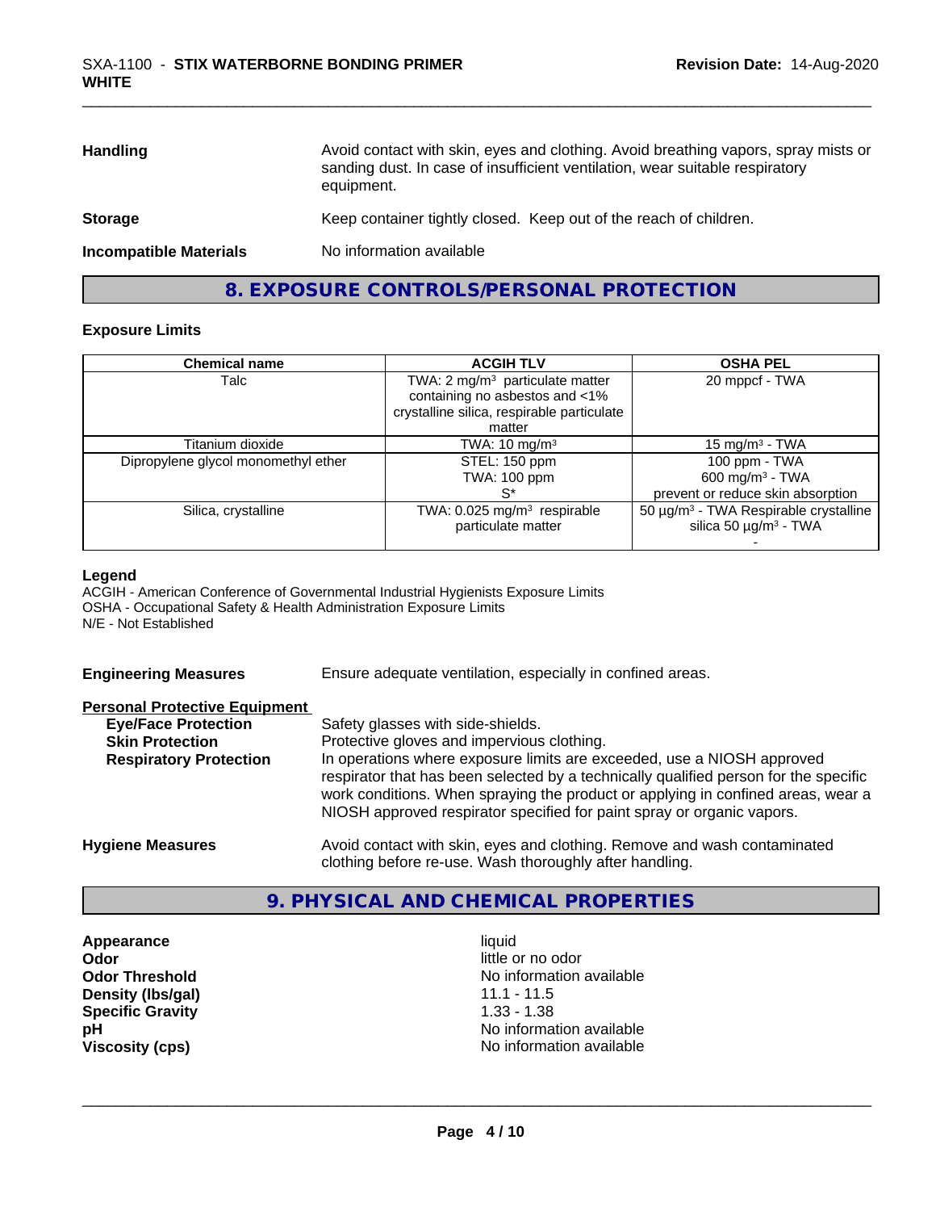| | |
|---|---|
| **Handling** | Avoid contact with skin, eyes and clothing. Avoid breathing vapors, spray mists or sanding dust. In case of insufficient ventilation, wear suitable respiratory equipment. |
| **Storage** | Keep container tightly closed. Keep out of the reach of children. |
| **Incompatible Materials** | No information available |

## 8. EXPOSURE CONTROLS/PERSONAL PROTECTION

### Exposure Limits

| Chemical name | ACGIH TLV | OSHA PEL |
|---|---|---|
| Talc | TWA: 2 mg/m³ particulate matter containing no asbestos and <1% crystalline silica, respirable particulate matter | 20 mppcf - TWA |
| Titanium dioxide | TWA: 10 mg/m³ | 15 mg/m³ - TWA |
| Dipropylene glycol monomethyl ether | STEL: 150 ppm<br>TWA: 100 ppm<br>S* | 100 ppm - TWA<br>600 mg/m³ - TWA<br>prevent or reduce skin absorption |
| Silica, crystalline | TWA: 0.025 mg/m³ respirable particulate matter | 50 µg/m³ - TWA Respirable crystalline silica 50 µg/m³ - TWA<br>- |

**Legend**
ACGIH - American Conference of Governmental Industrial Hygienists Exposure Limits
OSHA - Occupational Safety & Health Administration Exposure Limits
N/E - Not Established

**Engineering Measures** Ensure adequate ventilation, especially in confined areas.

**Personal Protective Equipment**

| | |
|---|---|
| **Eye/Face Protection** | Safety glasses with side-shields. |
| **Skin Protection** | Protective gloves and impervious clothing. |
| **Respiratory Protection** | In operations where exposure limits are exceeded, use a NIOSH approved respirator that has been selected by a technically qualified person for the specific work conditions. When spraying the product or applying in confined areas, wear a NIOSH approved respirator specified for paint spray or organic vapors. |

**Hygiene Measures** Avoid contact with skin, eyes and clothing. Remove and wash contaminated clothing before re-use. Wash thoroughly after handling.

## 9. PHYSICAL AND CHEMICAL PROPERTIES

| | |
|---|---|
| **Appearance** | liquid |
| **Odor** | little or no odor |
| **Odor Threshold** | No information available |
| **Density (lbs/gal)** | 11.1 - 11.5 |
| **Specific Gravity** | 1.33 - 1.38 |
| **pH** | No information available |
| **Viscosity (cps)** | No information available |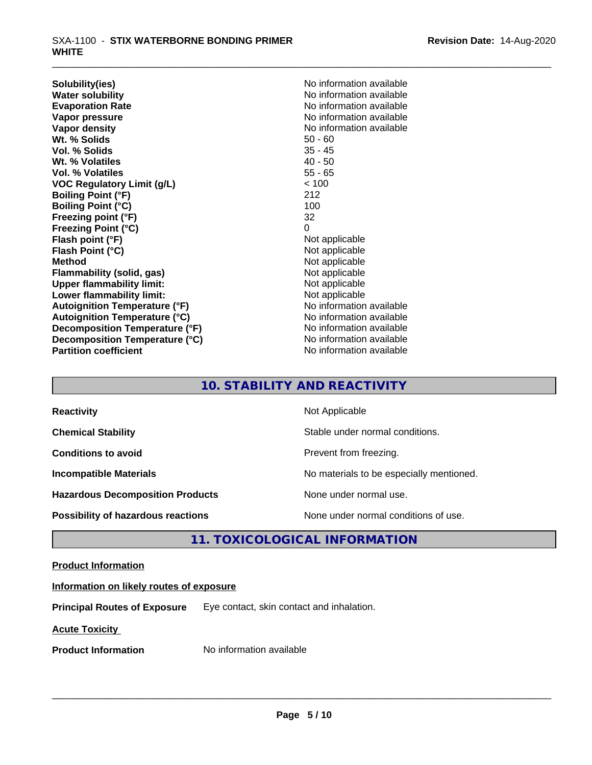| | |
|---|---|
| **Solubility(ies)** | No information available |
| **Water solubility** | No information available |
| **Evaporation Rate** | No information available |
| **Vapor pressure** | No information available |
| **Vapor density** | No information available |
| **Wt. % Solids** | 50 - 60 |
| **Vol. % Solids** | 35 - 45 |
| **Wt. % Volatiles** | 40 - 50 |
| **Vol. % Volatiles** | 55 - 65 |
| **VOC Regulatory Limit (g/L)** | < 100 |
| **Boiling Point (°F)** | 212 |
| **Boiling Point (°C)** | 100 |
| **Freezing point (°F)** | 32 |
| **Freezing Point (°C)** | 0 |
| **Flash point (°F)** | Not applicable |
| **Flash Point (°C)** | Not applicable |
| **Method** | Not applicable |
| **Flammability (solid, gas)** | Not applicable |
| **Upper flammability limit:** | Not applicable |
| **Lower flammability limit:** | Not applicable |
| **Autoignition Temperature (°F)** | No information available |
| **Autoignition Temperature (°C)** | No information available |
| **Decomposition Temperature (°F)** | No information available |
| **Decomposition Temperature (°C)** | No information available |
| **Partition coefficient** | No information available |

## 10. STABILITY AND REACTIVITY

| | |
|---|---|
| **Reactivity** | Not Applicable |
| **Chemical Stability** | Stable under normal conditions. |
| **Conditions to avoid** | Prevent from freezing. |
| **Incompatible Materials** | No materials to be especially mentioned. |
| **Hazardous Decomposition Products** | None under normal use. |
| **Possibility of hazardous reactions** | None under normal conditions of use. |

## 11. TOXICOLOGICAL INFORMATION

**Product Information**

**Information on likely routes of exposure**

**Principal Routes of Exposure** Eye contact, skin contact and inhalation.

**Acute Toxicity**

**Product Information** No information available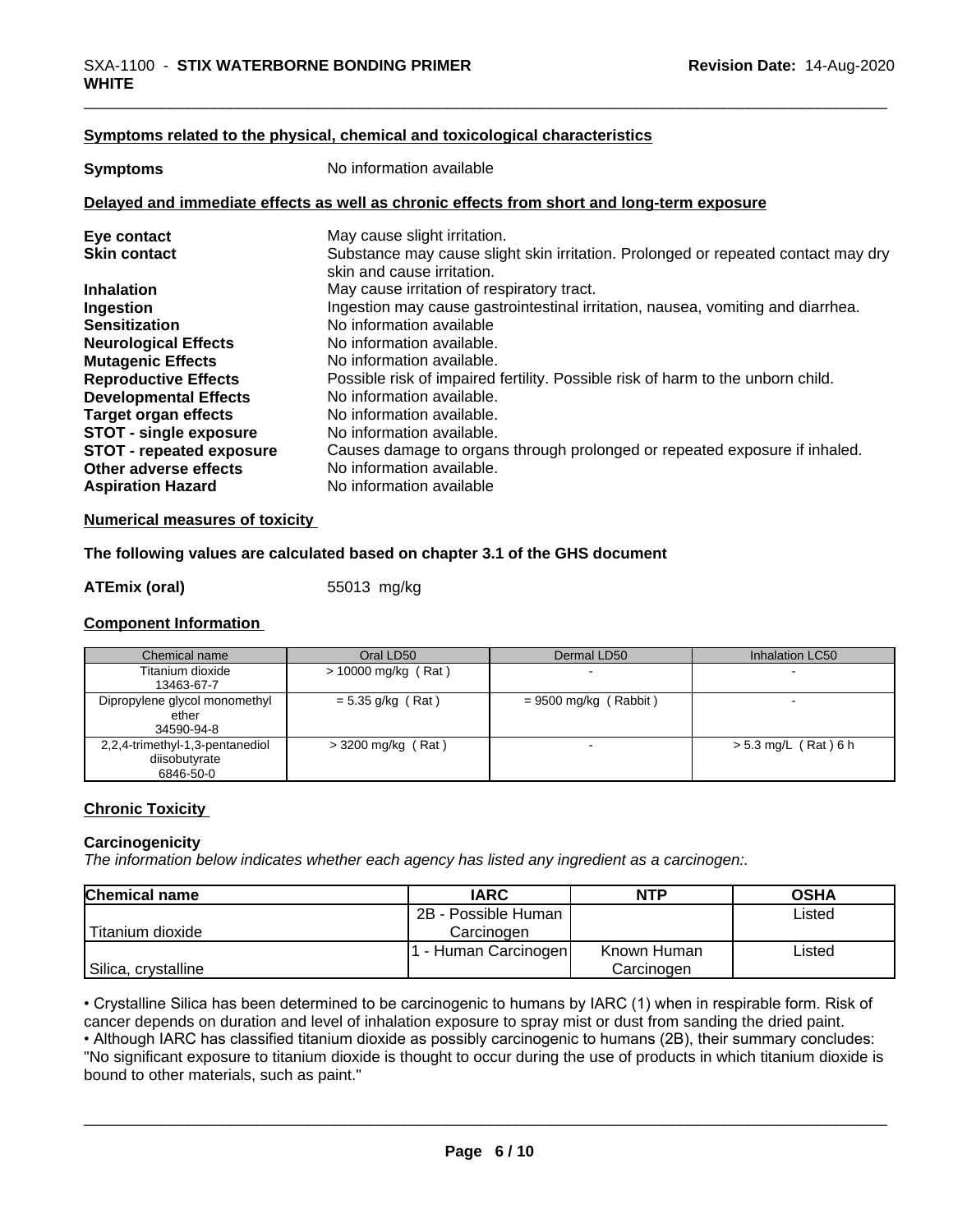### Symptoms related to the physical, chemical and toxicological characteristics

| | |
|---|---|
| **Symptoms** | No information available |

### Delayed and immediate effects as well as chronic effects from short and long-term exposure

| | |
|---|---|
| **Eye contact** | May cause slight irritation. |
| **Skin contact** | Substance may cause slight skin irritation. Prolonged or repeated contact may dry skin and cause irritation. |
| **Inhalation** | May cause irritation of respiratory tract. |
| **Ingestion** | Ingestion may cause gastrointestinal irritation, nausea, vomiting and diarrhea. |
| **Sensitization** | No information available |
| **Neurological Effects** | No information available. |
| **Mutagenic Effects** | No information available. |
| **Reproductive Effects** | Possible risk of impaired fertility. Possible risk of harm to the unborn child. |
| **Developmental Effects** | No information available. |
| **Target organ effects** | No information available. |
| **STOT - single exposure** | No information available. |
| **STOT - repeated exposure** | Causes damage to organs through prolonged or repeated exposure if inhaled. |
| **Other adverse effects** | No information available. |
| **Aspiration Hazard** | No information available |

### Numerical measures of toxicity

**The following values are calculated based on chapter 3.1 of the GHS document**

**ATEmix (oral)** 55013 mg/kg

### Component Information

| Chemical name | Oral LD50 | Dermal LD50 | Inhalation LC50 |
|---|---|---|---|
| Titanium dioxide<br>13463-67-7 | > 10000 mg/kg ( Rat ) | - | - |
| Dipropylene glycol monomethyl ether<br>34590-94-8 | = 5.35 g/kg ( Rat ) | = 9500 mg/kg ( Rabbit ) | - |
| 2,2,4-trimethyl-1,3-pentanediol diisobutyrate<br>6846-50-0 | > 3200 mg/kg ( Rat ) | - | > 5.3 mg/L ( Rat ) 6 h |

### Chronic Toxicity

**Carcinogenicity**

*The information below indicates whether each agency has listed any ingredient as a carcinogen:.*

| Chemical name | IARC | NTP | OSHA |
|---|---|---|---|
| Titanium dioxide | 2B - Possible Human Carcinogen | | Listed |
| Silica, crystalline | 1 - Human Carcinogen | Known Human Carcinogen | Listed |

• Crystalline Silica has been determined to be carcinogenic to humans by IARC (1) when in respirable form. Risk of cancer depends on duration and level of inhalation exposure to spray mist or dust from sanding the dried paint.
• Although IARC has classified titanium dioxide as possibly carcinogenic to humans (2B), their summary concludes: "No significant exposure to titanium dioxide is thought to occur during the use of products in which titanium dioxide is bound to other materials, such as paint."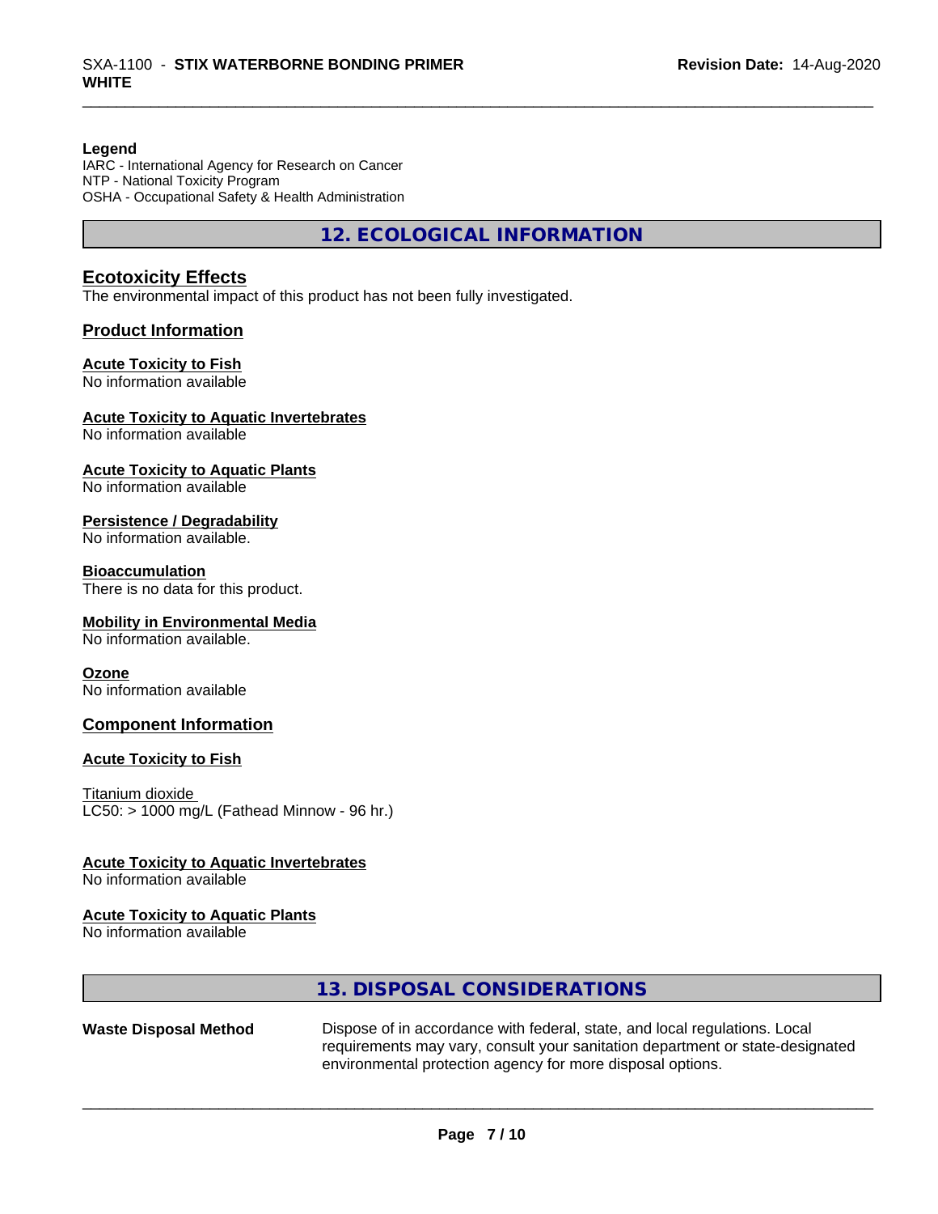**Legend**
IARC - International Agency for Research on Cancer
NTP - National Toxicity Program
OSHA - Occupational Safety & Health Administration

## 12. ECOLOGICAL INFORMATION

### Ecotoxicity Effects

The environmental impact of this product has not been fully investigated.

### Product Information

**Acute Toxicity to Fish**
No information available

**Acute Toxicity to Aquatic Invertebrates**
No information available

**Acute Toxicity to Aquatic Plants**
No information available

**Persistence / Degradability**
No information available.

**Bioaccumulation**
There is no data for this product.

**Mobility in Environmental Media**
No information available.

**Ozone**
No information available

### Component Information

**Acute Toxicity to Fish**

Titanium dioxide
LC50: > 1000 mg/L (Fathead Minnow - 96 hr.)

**Acute Toxicity to Aquatic Invertebrates**
No information available

**Acute Toxicity to Aquatic Plants**
No information available

## 13. DISPOSAL CONSIDERATIONS

**Waste Disposal Method** Dispose of in accordance with federal, state, and local regulations. Local requirements may vary, consult your sanitation department or state-designated environmental protection agency for more disposal options.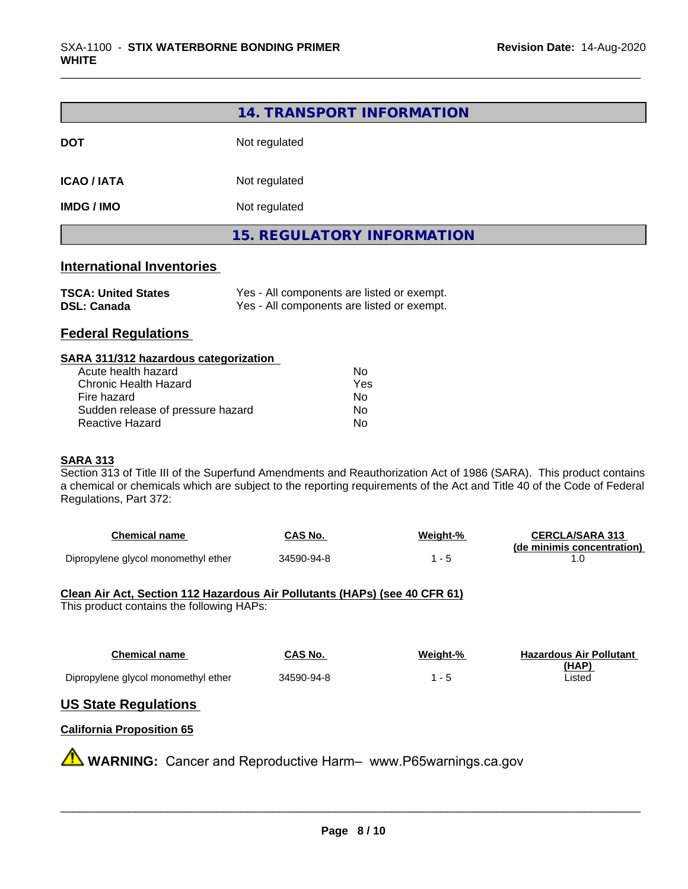## 14. TRANSPORT INFORMATION

| | |
|---|---|
| **DOT** | Not regulated |
| **ICAO / IATA** | Not regulated |
| **IMDG / IMO** | Not regulated |

## 15. REGULATORY INFORMATION

### International Inventories

| | |
|---|---|
| **TSCA: United States** | Yes - All components are listed or exempt. |
| **DSL: Canada** | Yes - All components are listed or exempt. |

### Federal Regulations

**SARA 311/312 hazardous categorization**

| | |
|---|---|
| Acute health hazard | No |
| Chronic Health Hazard | Yes |
| Fire hazard | No |
| Sudden release of pressure hazard | No |
| Reactive Hazard | No |

**SARA 313**

Section 313 of Title III of the Superfund Amendments and Reauthorization Act of 1986 (SARA). This product contains a chemical or chemicals which are subject to the reporting requirements of the Act and Title 40 of the Code of Federal Regulations, Part 372:

| Chemical name | CAS No. | Weight-% | CERCLA/SARA 313 (de minimis concentration) |
|---|---|---|---|
| Dipropylene glycol monomethyl ether | 34590-94-8 | 1 - 5 | 1.0 |

**Clean Air Act, Section 112 Hazardous Air Pollutants (HAPs) (see 40 CFR 61)**

This product contains the following HAPs:

| Chemical name | CAS No. | Weight-% | Hazardous Air Pollutant (HAP) |
|---|---|---|---|
| Dipropylene glycol monomethyl ether | 34590-94-8 | 1 - 5 | Listed |

### US State Regulations

**California Proposition 65**

⚠ **WARNING:** Cancer and Reproductive Harm– www.P65warnings.ca.gov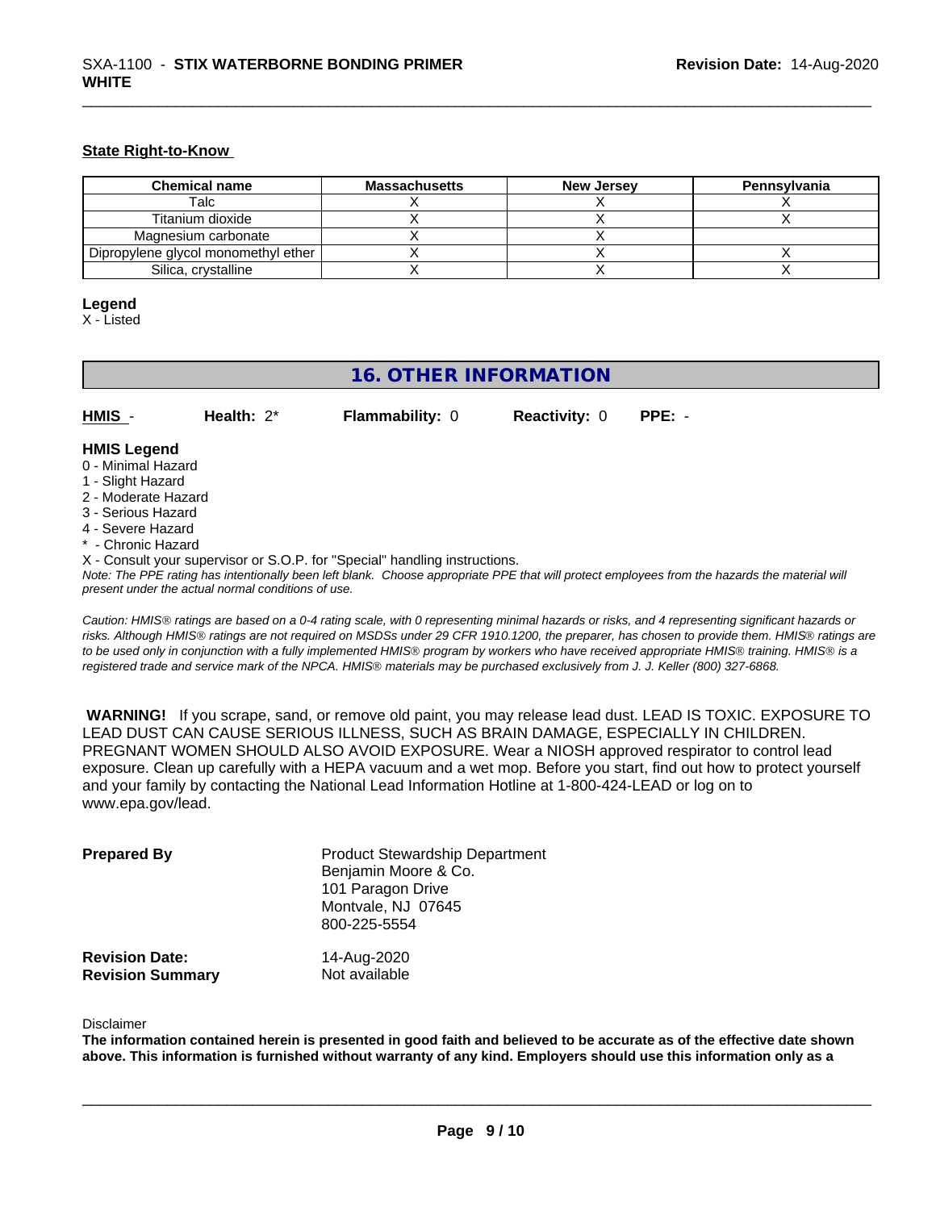### State Right-to-Know

| Chemical name | Massachusetts | New Jersey | Pennsylvania |
|---|---|---|---|
| Talc | X | X | X |
| Titanium dioxide | X | X | X |
| Magnesium carbonate | X | X | |
| Dipropylene glycol monomethyl ether | X | X | X |
| Silica, crystalline | X | X | X |

**Legend**
X - Listed

## 16. OTHER INFORMATION

**HMIS** - **Health:** 2* **Flammability:** 0 **Reactivity:** 0 **PPE:** -

**HMIS Legend**
0 - Minimal Hazard
1 - Slight Hazard
2 - Moderate Hazard
3 - Serious Hazard
4 - Severe Hazard
* - Chronic Hazard
X - Consult your supervisor or S.O.P. for "Special" handling instructions.

*Note: The PPE rating has intentionally been left blank. Choose appropriate PPE that will protect employees from the hazards the material will present under the actual normal conditions of use.*

*Caution: HMIS® ratings are based on a 0-4 rating scale, with 0 representing minimal hazards or risks, and 4 representing significant hazards or risks. Although HMIS® ratings are not required on MSDSs under 29 CFR 1910.1200, the preparer, has chosen to provide them. HMIS® ratings are to be used only in conjunction with a fully implemented HMIS® program by workers who have received appropriate HMIS® training. HMIS® is a registered trade and service mark of the NPCA. HMIS® materials may be purchased exclusively from J. J. Keller (800) 327-6868.*

**WARNING!** If you scrape, sand, or remove old paint, you may release lead dust. LEAD IS TOXIC. EXPOSURE TO LEAD DUST CAN CAUSE SERIOUS ILLNESS, SUCH AS BRAIN DAMAGE, ESPECIALLY IN CHILDREN. PREGNANT WOMEN SHOULD ALSO AVOID EXPOSURE. Wear a NIOSH approved respirator to control lead exposure. Clean up carefully with a HEPA vacuum and a wet mop. Before you start, find out how to protect yourself and your family by contacting the National Lead Information Hotline at 1-800-424-LEAD or log on to www.epa.gov/lead.

**Prepared By** Product Stewardship Department
Benjamin Moore & Co.
101 Paragon Drive
Montvale, NJ 07645
800-225-5554

**Revision Date:** 14-Aug-2020
**Revision Summary** Not available

Disclaimer
**The information contained herein is presented in good faith and believed to be accurate as of the effective date shown above. This information is furnished without warranty of any kind. Employers should use this information only as a**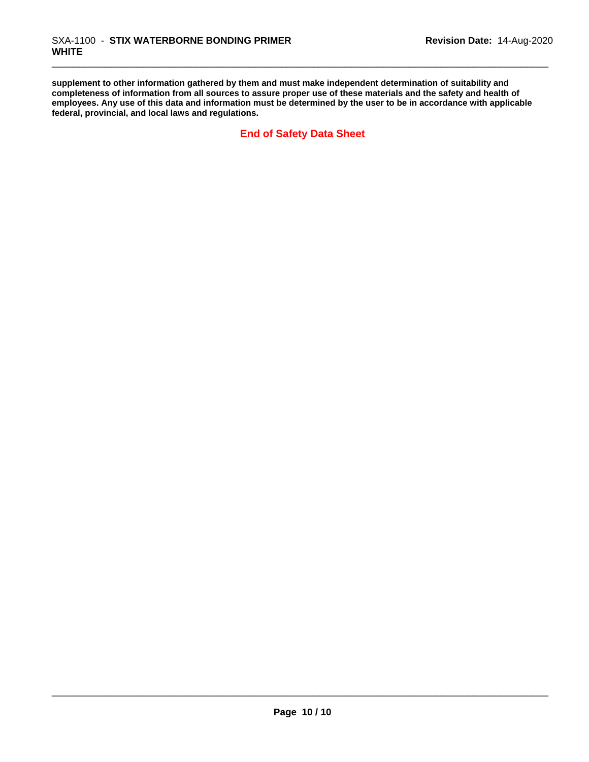**supplement to other information gathered by them and must make independent determination of suitability and completeness of information from all sources to assure proper use of these materials and the safety and health of employees. Any use of this data and information must be determined by the user to be in accordance with applicable federal, provincial, and local laws and regulations.**

**End of Safety Data Sheet**